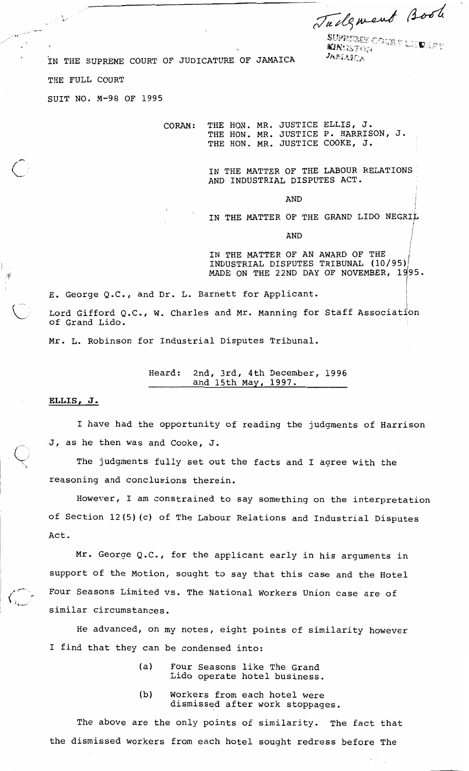Judgment Book

SUPREME COURT LIBRARY
KINGSTON
JAMAICA

IN THE SUPREME COURT OF JUDICATURE OF JAMAICA

THE FULL COURT

SUIT NO. M-98 OF 1995

CORAM: THE HON. MR. JUSTICE ELLIS, J.
THE HON. MR. JUSTICE P. HARRISON, J.
THE HON. MR. JUSTICE COOKE, J.

IN THE MATTER OF THE LABOUR RELATIONS AND INDUSTRIAL DISPUTES ACT.

AND

IN THE MATTER OF THE GRAND LIDO NEGRIL

AND

IN THE MATTER OF AN AWARD OF THE INDUSTRIAL DISPUTES TRIBUNAL (10/95) MADE ON THE 22ND DAY OF NOVEMBER, 1995.

E. George Q.C., and Dr. L. Barnett for Applicant.

Lord Gifford Q.C., W. Charles and Mr. Manning for Staff Association of Grand Lido.

Mr. L. Robinson for Industrial Disputes Tribunal.

Heard: 2nd, 3rd, 4th December, 1996 and 15th May, 1997.

**ELLIS, J.**

I have had the opportunity of reading the judgments of Harrison J, as he then was and Cooke, J.

The judgments fully set out the facts and I agree with the reasoning and conclusions therein.

However, I am constrained to say something on the interpretation of Section 12(5)(c) of The Labour Relations and Industrial Disputes Act.

Mr. George Q.C., for the applicant early in his arguments in support of the Motion, sought to say that this case and the Hotel Four Seasons Limited vs. The National Workers Union case are of similar circumstances.

He advanced, on my notes, eight points of similarity however I find that they can be condensed into:

(a) Four Seasons like The Grand Lido operate hotel business.

(b) Workers from each hotel were dismissed after work stoppages.

The above are the only points of similarity. The fact that the dismissed workers from each hotel sought redress before The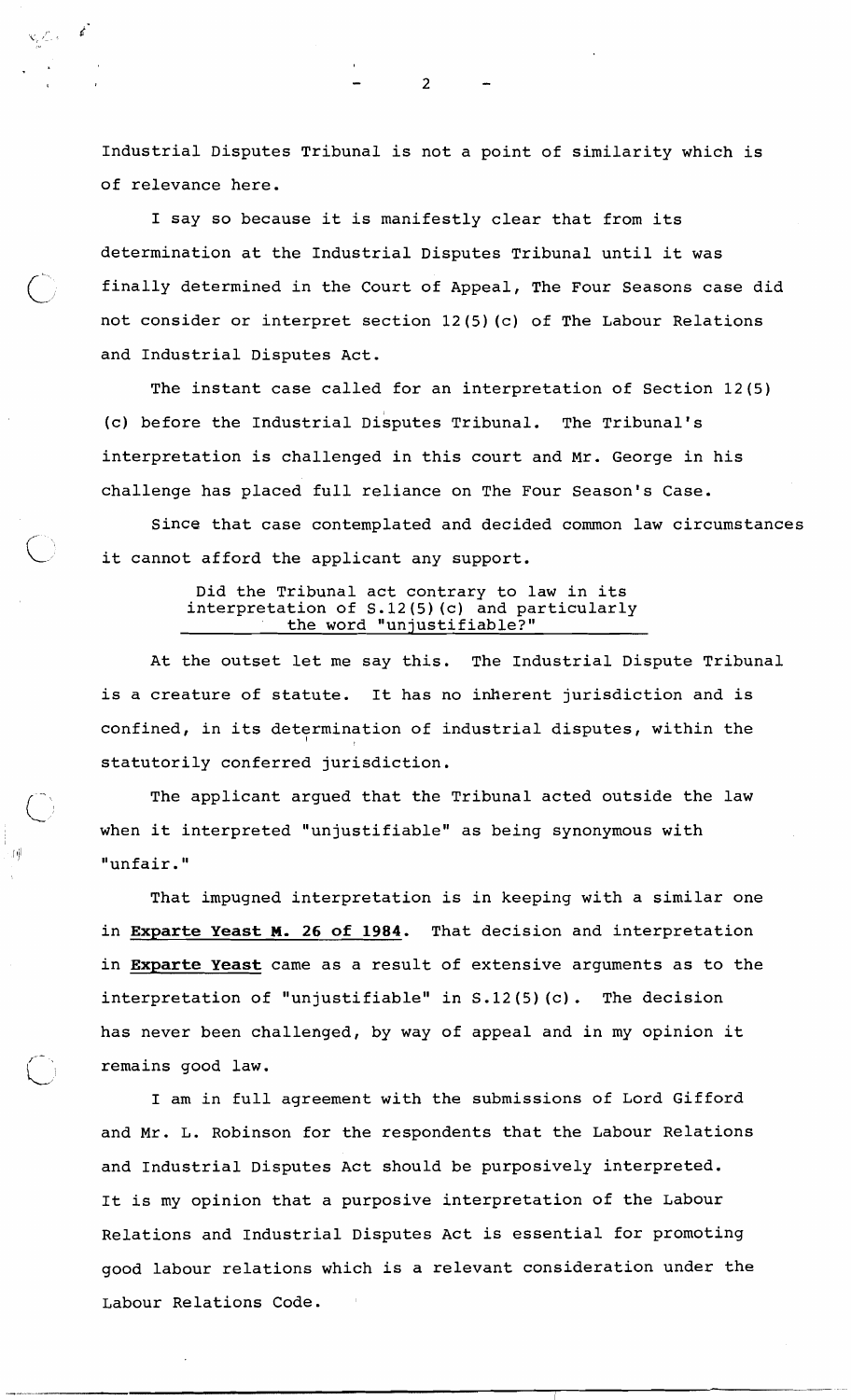Industrial Disputes Tribunal is not a point of similarity which is of relevance here.

I say so because it is manifestly clear that from its determination at the Industrial Disputes Tribunal until it was finally determined in the Court of Appeal, The Four Seasons case did not consider or interpret section 12(5)(c) of The Labour Relations and Industrial Disputes Act.

The instant case called for an interpretation of Section 12(5)(c) before the Industrial Disputes Tribunal. The Tribunal's interpretation is challenged in this court and Mr. George in his challenge has placed full reliance on The Four Season's Case.

Since that case contemplated and decided common law circumstances it cannot afford the applicant any support.

<u>Did the Tribunal act contrary to law in its interpretation of S.12(5)(c) and particularly the word "unjustifiable?"</u>

At the outset let me say this. The Industrial Dispute Tribunal is a creature of statute. It has no inherent jurisdiction and is confined, in its determination of industrial disputes, within the statutorily conferred jurisdiction.

The applicant argued that the Tribunal acted outside the law when it interpreted "unjustifiable" as being synonymous with "unfair."

That impugned interpretation is in keeping with a similar one in **<u>Exparte Yeast M. 26 of 1984</u>**. That decision and interpretation in **<u>Exparte Yeast</u>** came as a result of extensive arguments as to the interpretation of "unjustifiable" in S.12(5)(c). The decision has never been challenged, by way of appeal and in my opinion it remains good law.

I am in full agreement with the submissions of Lord Gifford and Mr. L. Robinson for the respondents that the Labour Relations and Industrial Disputes Act should be purposively interpreted. It is my opinion that a purposive interpretation of the Labour Relations and Industrial Disputes Act is essential for promoting good labour relations which is a relevant consideration under the Labour Relations Code.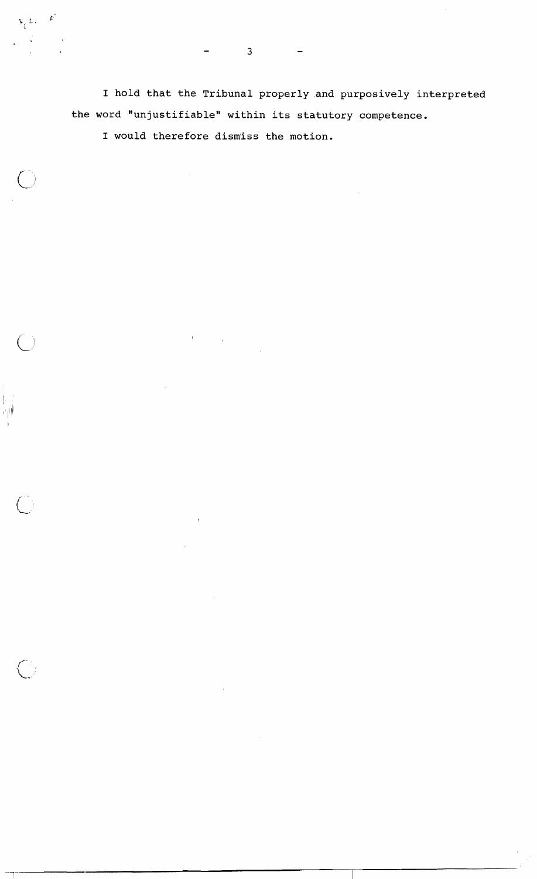I hold that the Tribunal properly and purposively interpreted the word "unjustifiable" within its statutory competence.

I would therefore dismiss the motion.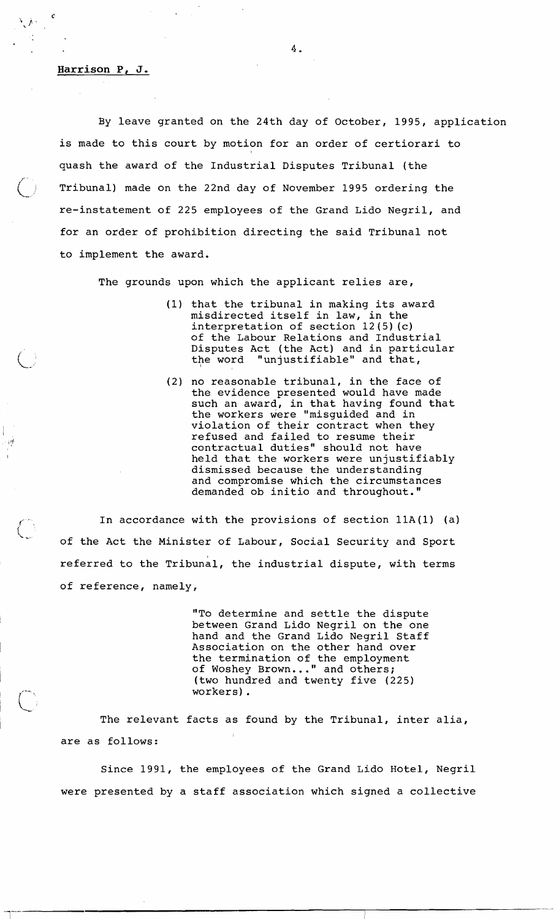**Harrison P, J.**

By leave granted on the 24th day of October, 1995, application is made to this court by motion for an order of certiorari to quash the award of the Industrial Disputes Tribunal (the Tribunal) made on the 22nd day of November 1995 ordering the re-instatement of 225 employees of the Grand Lido Negril, and for an order of prohibition directing the said Tribunal not to implement the award.

The grounds upon which the applicant relies are,

> (1) that the tribunal in making its award misdirected itself in law, in the interpretation of section 12(5)(c) of the Labour Relations and Industrial Disputes Act (the Act) and in particular the word "unjustifiable" and that,
>
> (2) no reasonable tribunal, in the face of the evidence presented would have made such an award, in that having found that the workers were "misguided and in violation of their contract when they refused and failed to resume their contractual duties" should not have held that the workers were unjustifiably dismissed because the understanding and compromise which the circumstances demanded ob initio and throughout."

In accordance with the provisions of section 11A(1) (a) of the Act the Minister of Labour, Social Security and Sport referred to the Tribunal, the industrial dispute, with terms of reference, namely,

> "To determine and settle the dispute between Grand Lido Negril on the one hand and the Grand Lido Negril Staff Association on the other hand over the termination of the employment of Woshey Brown..." and others; (two hundred and twenty five (225) workers).

The relevant facts as found by the Tribunal, inter alia, are as follows:

Since 1991, the employees of the Grand Lido Hotel, Negril were presented by a staff association which signed a collective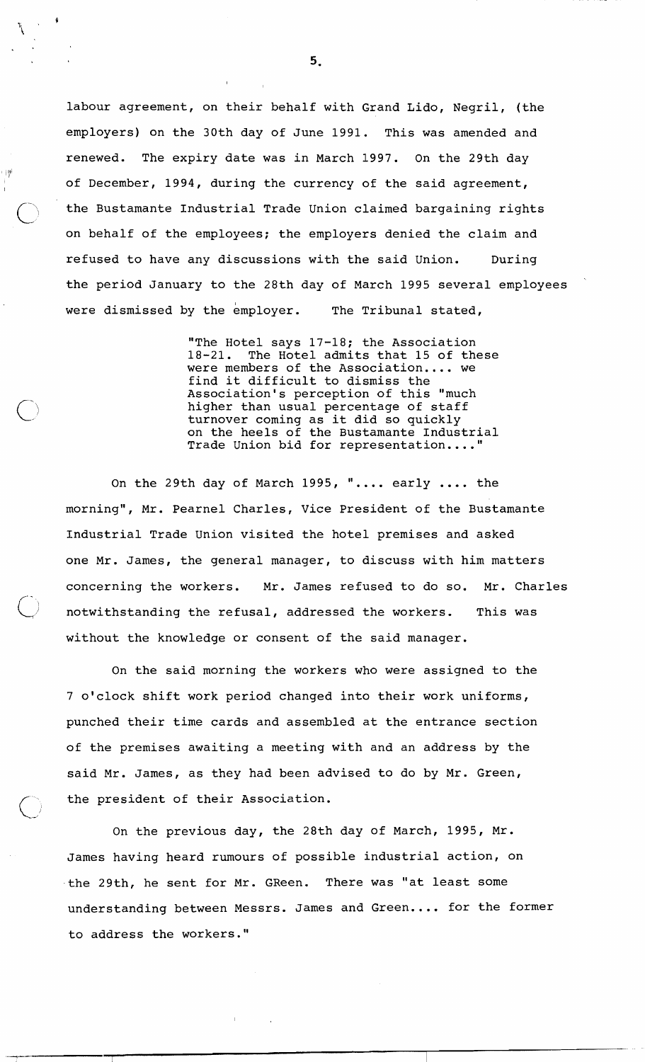labour agreement, on their behalf with Grand Lido, Negril, (the employers) on the 30th day of June 1991. This was amended and renewed. The expiry date was in March 1997. On the 29th day of December, 1994, during the currency of the said agreement, the Bustamante Industrial Trade Union claimed bargaining rights on behalf of the employees; the employers denied the claim and refused to have any discussions with the said Union. During the period January to the 28th day of March 1995 several employees were dismissed by the employer. The Tribunal stated,

> "The Hotel says 17-18; the Association 18-21. The Hotel admits that 15 of these were members of the Association.... we find it difficult to dismiss the Association's perception of this "much higher than usual percentage of staff turnover coming as it did so quickly on the heels of the Bustamante Industrial Trade Union bid for representation...."

On the 29th day of March 1995, ".... early .... the morning", Mr. Pearnel Charles, Vice President of the Bustamante Industrial Trade Union visited the hotel premises and asked one Mr. James, the general manager, to discuss with him matters concerning the workers. Mr. James refused to do so. Mr. Charles notwithstanding the refusal, addressed the workers. This was without the knowledge or consent of the said manager.

On the said morning the workers who were assigned to the 7 o'clock shift work period changed into their work uniforms, punched their time cards and assembled at the entrance section of the premises awaiting a meeting with and an address by the said Mr. James, as they had been advised to do by Mr. Green, the president of their Association.

On the previous day, the 28th day of March, 1995, Mr. James having heard rumours of possible industrial action, on the 29th, he sent for Mr. GReen. There was "at least some understanding between Messrs. James and Green.... for the former to address the workers."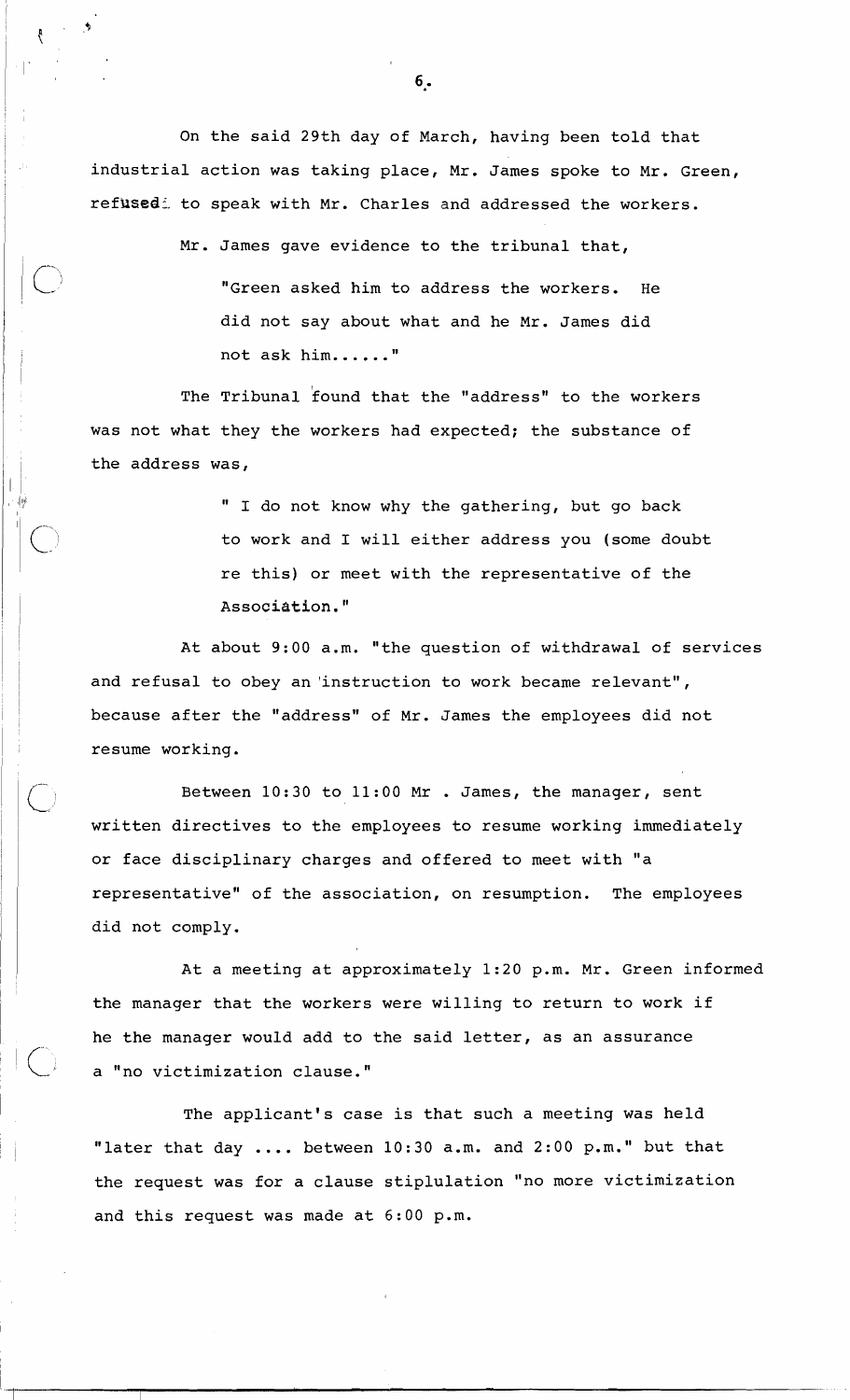On the said 29th day of March, having been told that industrial action was taking place, Mr. James spoke to Mr. Green, refused to speak with Mr. Charles and addressed the workers.

Mr. James gave evidence to the tribunal that,

> "Green asked him to address the workers. He did not say about what and he Mr. James did not ask him......"

The Tribunal found that the "address" to the workers was not what they the workers had expected; the substance of the address was,

> " I do not know why the gathering, but go back to work and I will either address you (some doubt re this) or meet with the representative of the Association."

At about 9:00 a.m. "the question of withdrawal of services and refusal to obey an instruction to work became relevant", because after the "address" of Mr. James the employees did not resume working.

Between 10:30 to 11:00 Mr . James, the manager, sent written directives to the employees to resume working immediately or face disciplinary charges and offered to meet with "a representative" of the association, on resumption. The employees did not comply.

At a meeting at approximately 1:20 p.m. Mr. Green informed the manager that the workers were willing to return to work if he the manager would add to the said letter, as an assurance a "no victimization clause."

The applicant's case is that such a meeting was held "later that day .... between 10:30 a.m. and 2:00 p.m." but that the request was for a clause stiplulation "no more victimization and this request was made at 6:00 p.m.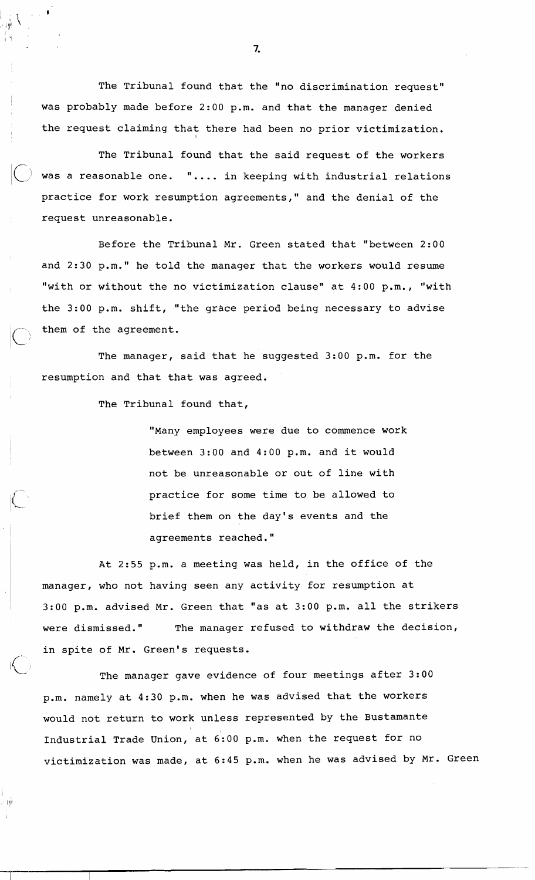The Tribunal found that the "no discrimination request" was probably made before 2:00 p.m. and that the manager denied the request claiming that there had been no prior victimization.

The Tribunal found that the said request of the workers was a reasonable one. ".... in keeping with industrial relations practice for work resumption agreements," and the denial of the request unreasonable.

Before the Tribunal Mr. Green stated that "between 2:00 and 2:30 p.m." he told the manager that the workers would resume "with or without the no victimization clause" at 4:00 p.m., "with the 3:00 p.m. shift, "the grace period being necessary to advise them of the agreement.

The manager, said that he suggested 3:00 p.m. for the resumption and that that was agreed.

The Tribunal found that,

> "Many employees were due to commence work between 3:00 and 4:00 p.m. and it would not be unreasonable or out of line with practice for some time to be allowed to brief them on the day's events and the agreements reached."

At 2:55 p.m. a meeting was held, in the office of the manager, who not having seen any activity for resumption at 3:00 p.m. advised Mr. Green that "as at 3:00 p.m. all the strikers were dismissed." The manager refused to withdraw the decision, in spite of Mr. Green's requests.

The manager gave evidence of four meetings after 3:00 p.m. namely at 4:30 p.m. when he was advised that the workers would not return to work unless represented by the Bustamante Industrial Trade Union, at 6:00 p.m. when the request for no victimization was made, at 6:45 p.m. when he was advised by Mr. Green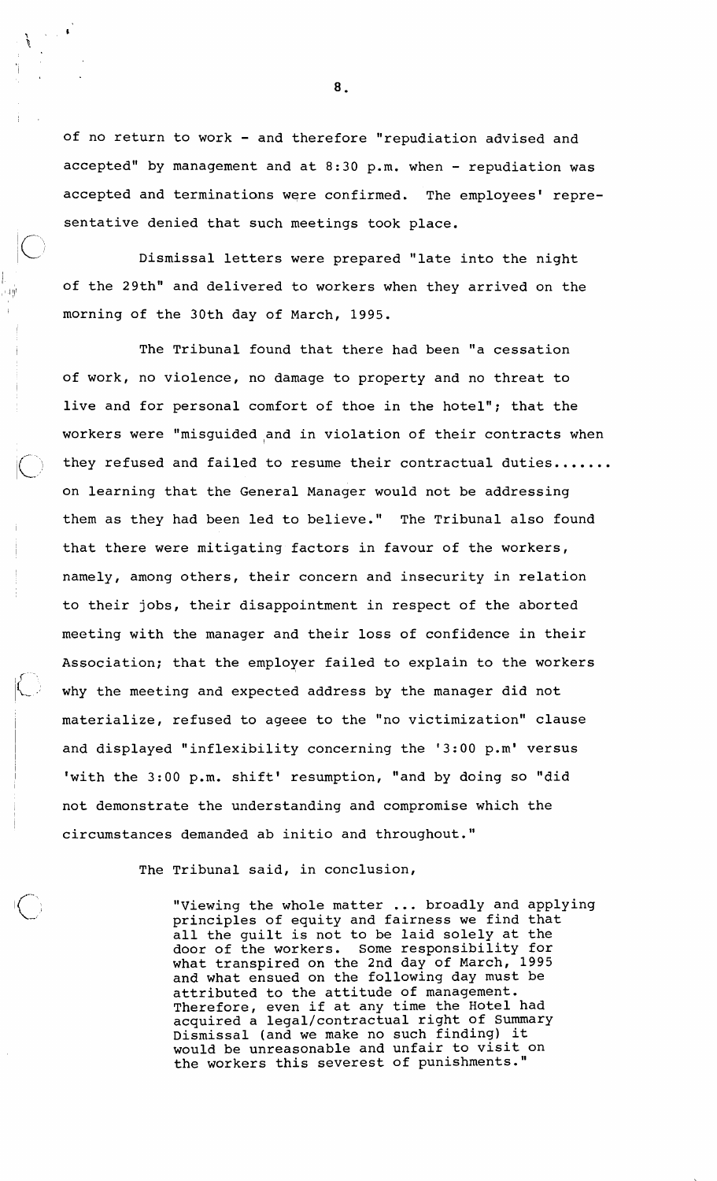of no return to work - and therefore "repudiation advised and accepted" by management and at 8:30 p.m. when - repudiation was accepted and terminations were confirmed. The employees' representative denied that such meetings took place.

Dismissal letters were prepared "late into the night of the 29th" and delivered to workers when they arrived on the morning of the 30th day of March, 1995.

The Tribunal found that there had been "a cessation of work, no violence, no damage to property and no threat to live and for personal comfort of thoe in the hotel"; that the workers were "misguided and in violation of their contracts when they refused and failed to resume their contractual duties....... on learning that the General Manager would not be addressing them as they had been led to believe." The Tribunal also found that there were mitigating factors in favour of the workers, namely, among others, their concern and insecurity in relation to their jobs, their disappointment in respect of the aborted meeting with the manager and their loss of confidence in their Association; that the employer failed to explain to the workers why the meeting and expected address by the manager did not materialize, refused to ageee to the "no victimization" clause and displayed "inflexibility concerning the '3:00 p.m' versus 'with the 3:00 p.m. shift' resumption, "and by doing so "did not demonstrate the understanding and compromise which the circumstances demanded ab initio and throughout."

The Tribunal said, in conclusion,

> "Viewing the whole matter ... broadly and applying principles of equity and fairness we find that all the guilt is not to be laid solely at the door of the workers. Some responsibility for what transpired on the 2nd day of March, 1995 and what ensued on the following day must be attributed to the attitude of management. Therefore, even if at any time the Hotel had acquired a legal/contractual right of Summary Dismissal (and we make no such finding) it would be unreasonable and unfair to visit on the workers this severest of punishments."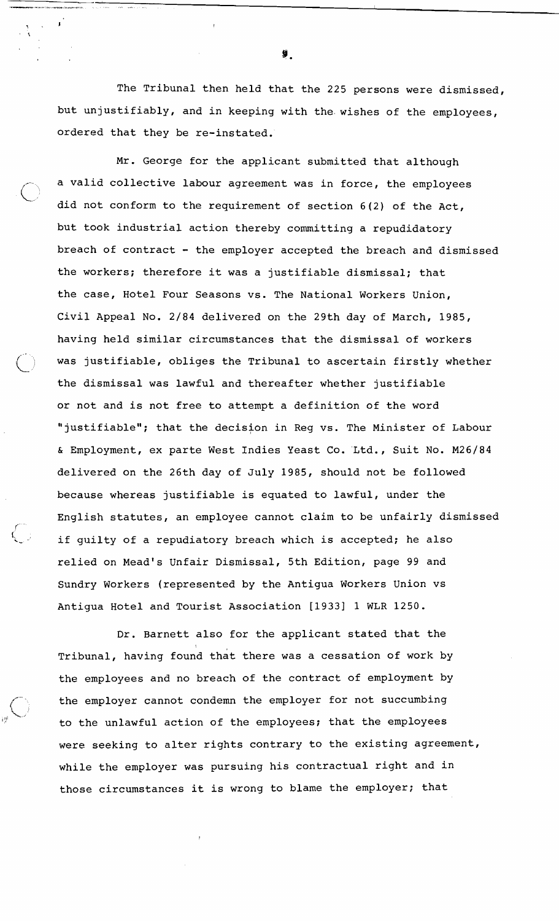The Tribunal then held that the 225 persons were dismissed, but unjustifiably, and in keeping with the wishes of the employees, ordered that they be re-instated.

Mr. George for the applicant submitted that although a valid collective labour agreement was in force, the employees did not conform to the requirement of section 6(2) of the Act, but took industrial action thereby committing a repudidatory breach of contract - the employer accepted the breach and dismissed the workers; therefore it was a justifiable dismissal; that the case, Hotel Four Seasons vs. The National Workers Union, Civil Appeal No. 2/84 delivered on the 29th day of March, 1985, having held similar circumstances that the dismissal of workers was justifiable, obliges the Tribunal to ascertain firstly whether the dismissal was lawful and thereafter whether justifiable or not and is not free to attempt a definition of the word "justifiable"; that the decision in Reg vs. The Minister of Labour & Employment, ex parte West Indies Yeast Co. Ltd., Suit No. M26/84 delivered on the 26th day of July 1985, should not be followed because whereas justifiable is equated to lawful, under the English statutes, an employee cannot claim to be unfairly dismissed if guilty of a repudiatory breach which is accepted; he also relied on Mead's Unfair Dismissal, 5th Edition, page 99 and Sundry Workers (represented by the Antigua Workers Union vs Antigua Hotel and Tourist Association [1933] 1 WLR 1250.

Dr. Barnett also for the applicant stated that the Tribunal, having found that there was a cessation of work by the employees and no breach of the contract of employment by the employer cannot condemn the employer for not succumbing to the unlawful action of the employees; that the employees were seeking to alter rights contrary to the existing agreement, while the employer was pursuing his contractual right and in those circumstances it is wrong to blame the employer; that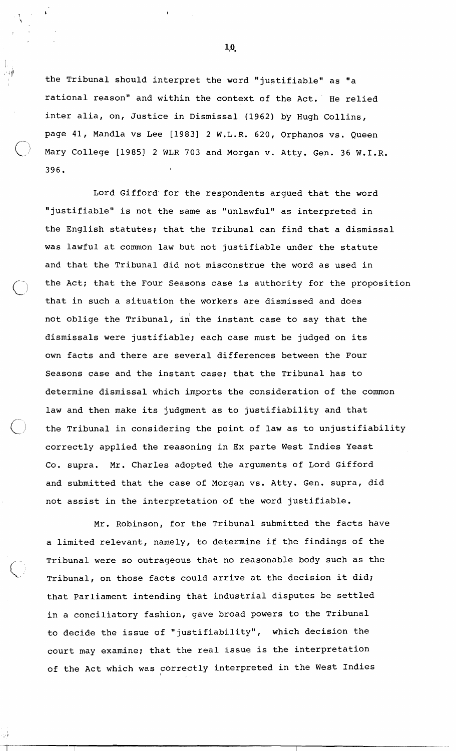the Tribunal should interpret the word "justifiable" as "a rational reason" and within the context of the Act. He relied inter alia, on, Justice in Dismissal (1962) by Hugh Collins, page 41, Mandla vs Lee [1983] 2 W.L.R. 620, Orphanos vs. Queen Mary College [1985] 2 WLR 703 and Morgan v. Atty. Gen. 36 W.I.R. 396.

Lord Gifford for the respondents argued that the word "justifiable" is not the same as "unlawful" as interpreted in the English statutes; that the Tribunal can find that a dismissal was lawful at common law but not justifiable under the statute and that the Tribunal did not misconstrue the word as used in the Act; that the Four Seasons case is authority for the proposition that in such a situation the workers are dismissed and does not oblige the Tribunal, in the instant case to say that the dismissals were justifiable; each case must be judged on its own facts and there are several differences between the Four Seasons case and the instant case; that the Tribunal has to determine dismissal which imports the consideration of the common law and then make its judgment as to justifiability and that the Tribunal in considering the point of law as to unjustifiability correctly applied the reasoning in Ex parte West Indies Yeast Co. supra. Mr. Charles adopted the arguments of Lord Gifford and submitted that the case of Morgan vs. Atty. Gen. supra, did not assist in the interpretation of the word justifiable.

Mr. Robinson, for the Tribunal submitted the facts have a limited relevant, namely, to determine if the findings of the Tribunal were so outrageous that no reasonable body such as the Tribunal, on those facts could arrive at the decision it did; that Parliament intending that industrial disputes be settled in a conciliatory fashion, gave broad powers to the Tribunal to decide the issue of "justifiability", which decision the court may examine; that the real issue is the interpretation of the Act which was correctly interpreted in the West Indies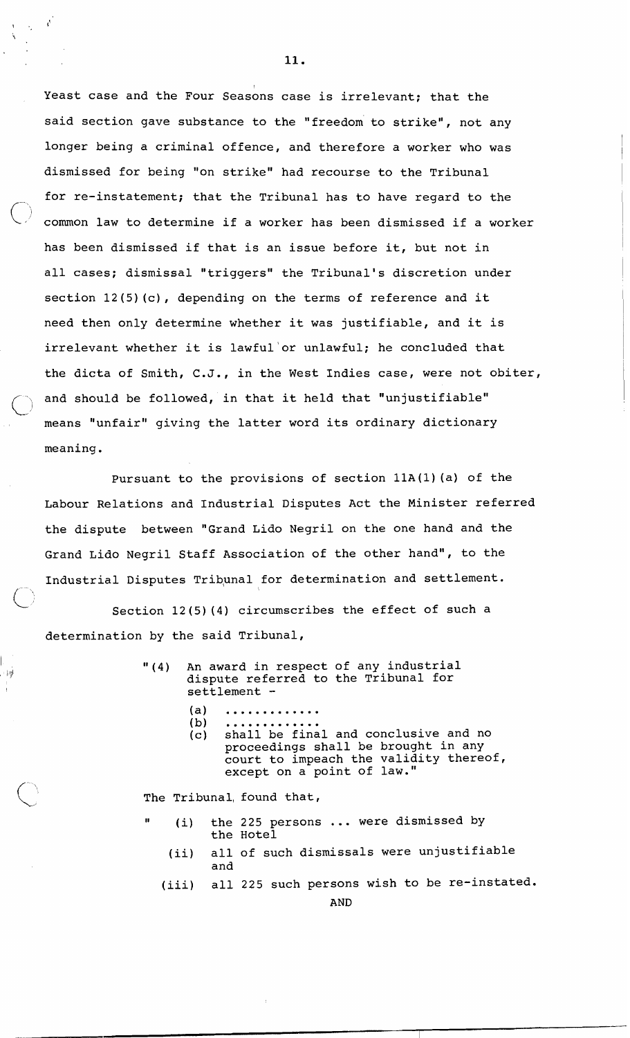Yeast case and the Four Seasons case is irrelevant; that the said section gave substance to the "freedom to strike", not any longer being a criminal offence, and therefore a worker who was dismissed for being "on strike" had recourse to the Tribunal for re-instatement; that the Tribunal has to have regard to the common law to determine if a worker has been dismissed if a worker has been dismissed if that is an issue before it, but not in all cases; dismissal "triggers" the Tribunal's discretion under section 12(5)(c), depending on the terms of reference and it need then only determine whether it was justifiable, and it is irrelevant whether it is lawful or unlawful; he concluded that the dicta of Smith, C.J., in the West Indies case, were not obiter, and should be followed, in that it held that "unjustifiable" means "unfair" giving the latter word its ordinary dictionary meaning.

Pursuant to the provisions of section 11A(1)(a) of the Labour Relations and Industrial Disputes Act the Minister referred the dispute between "Grand Lido Negril on the one hand and the Grand Lido Negril Staff Association of the other hand", to the Industrial Disputes Tribunal for determination and settlement.

Section 12(5)(4) circumscribes the effect of such a determination by the said Tribunal,

> "(4) An award in respect of any industrial dispute referred to the Tribunal for settlement -
>
> (a) .............
>
> (b) .............
>
> (c) shall be final and conclusive and no proceedings shall be brought in any court to impeach the validity thereof, except on a point of law."

The Tribunal found that,

> " (i) the 225 persons ... were dismissed by the Hotel
>
> (ii) all of such dismissals were unjustifiable and
>
> (iii) all 225 such persons wish to be re-instated.
>
> AND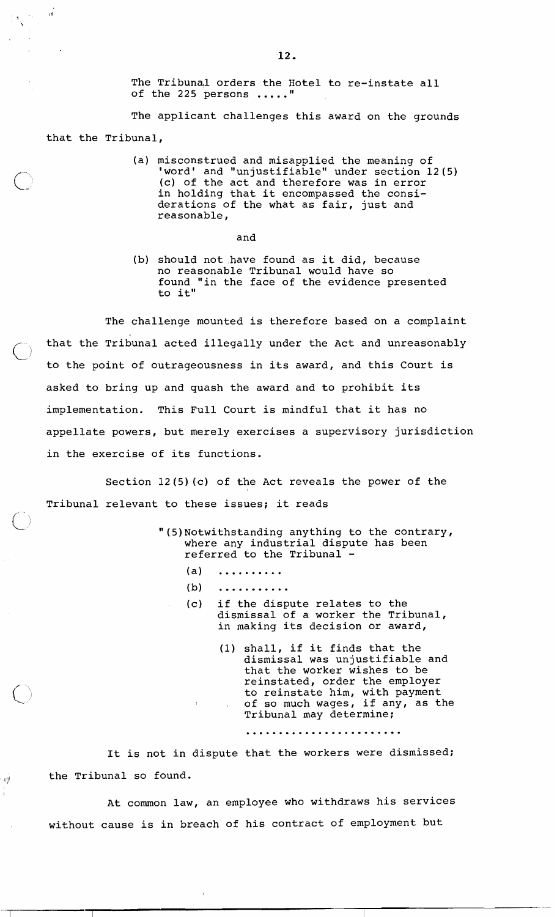The Tribunal orders the Hotel to re-instate all of the 225 persons ....."

The applicant challenges this award on the grounds that the Tribunal,

> (a) misconstrued and misapplied the meaning of 'word' and "unjustifiable" under section 12(5)(c) of the act and therefore was in error in holding that it encompassed the considerations of the what as fair, just and reasonable,
>
> and
>
> (b) should not have found as it did, because no reasonable Tribunal would have so found "in the face of the evidence presented to it"

The challenge mounted is therefore based on a complaint that the Tribunal acted illegally under the Act and unreasonably to the point of outrageousness in its award, and this Court is asked to bring up and quash the award and to prohibit its implementation. This Full Court is mindful that it has no appellate powers, but merely exercises a supervisory jurisdiction in the exercise of its functions.

Section 12(5)(c) of the Act reveals the power of the Tribunal relevant to these issues; it reads

> "(5) Notwithstanding anything to the contrary, where any industrial dispute has been referred to the Tribunal -
>
> (a) ..........
>
> (b) ...........
>
> (c) if the dispute relates to the dismissal of a worker the Tribunal, in making its decision or award,
>
> (1) shall, if it finds that the dismissal was unjustifiable and that the worker wishes to be reinstated, order the employer to reinstate him, with payment of so much wages, if any, as the Tribunal may determine;
>
> ........................

It is not in dispute that the workers were dismissed; the Tribunal so found.

At common law, an employee who withdraws his services without cause is in breach of his contract of employment but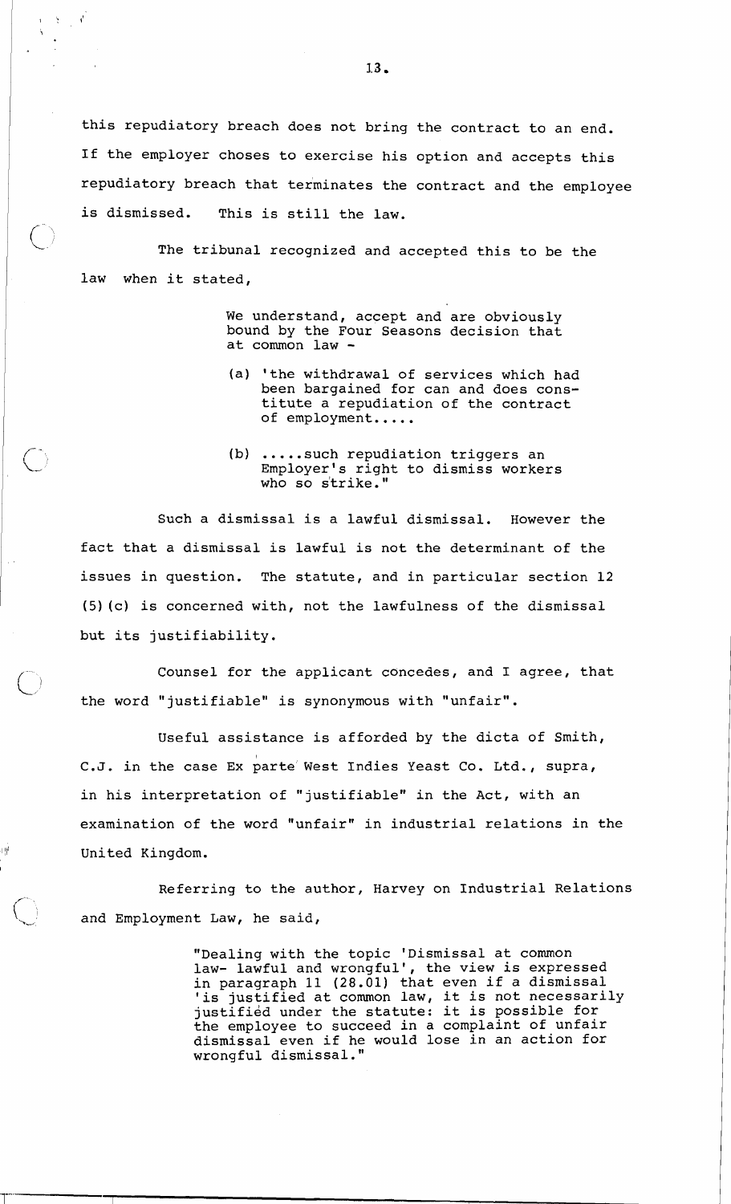this repudiatory breach does not bring the contract to an end. If the employer choses to exercise his option and accepts this repudiatory breach that terminates the contract and the employee is dismissed. This is still the law.

The tribunal recognized and accepted this to be the law when it stated,

> We understand, accept and are obviously bound by the Four Seasons decision that at common law -
>
> (a) 'the withdrawal of services which had been bargained for can and does constitute a repudiation of the contract of employment.....
>
> (b) .....such repudiation triggers an Employer's right to dismiss workers who so strike."

Such a dismissal is a lawful dismissal. However the fact that a dismissal is lawful is not the determinant of the issues in question. The statute, and in particular section 12 (5)(c) is concerned with, not the lawfulness of the dismissal but its justifiability.

Counsel for the applicant concedes, and I agree, that the word "justifiable" is synonymous with "unfair".

Useful assistance is afforded by the dicta of Smith, C.J. in the case Ex parte West Indies Yeast Co. Ltd., supra, in his interpretation of "justifiable" in the Act, with an examination of the word "unfair" in industrial relations in the United Kingdom.

Referring to the author, Harvey on Industrial Relations and Employment Law, he said,

> "Dealing with the topic 'Dismissal at common law- lawful and wrongful', the view is expressed in paragraph 11 (28.01) that even if a dismissal 'is justified at common law, it is not necessarily justified under the statute: it is possible for the employee to succeed in a complaint of unfair dismissal even if he would lose in an action for wrongful dismissal."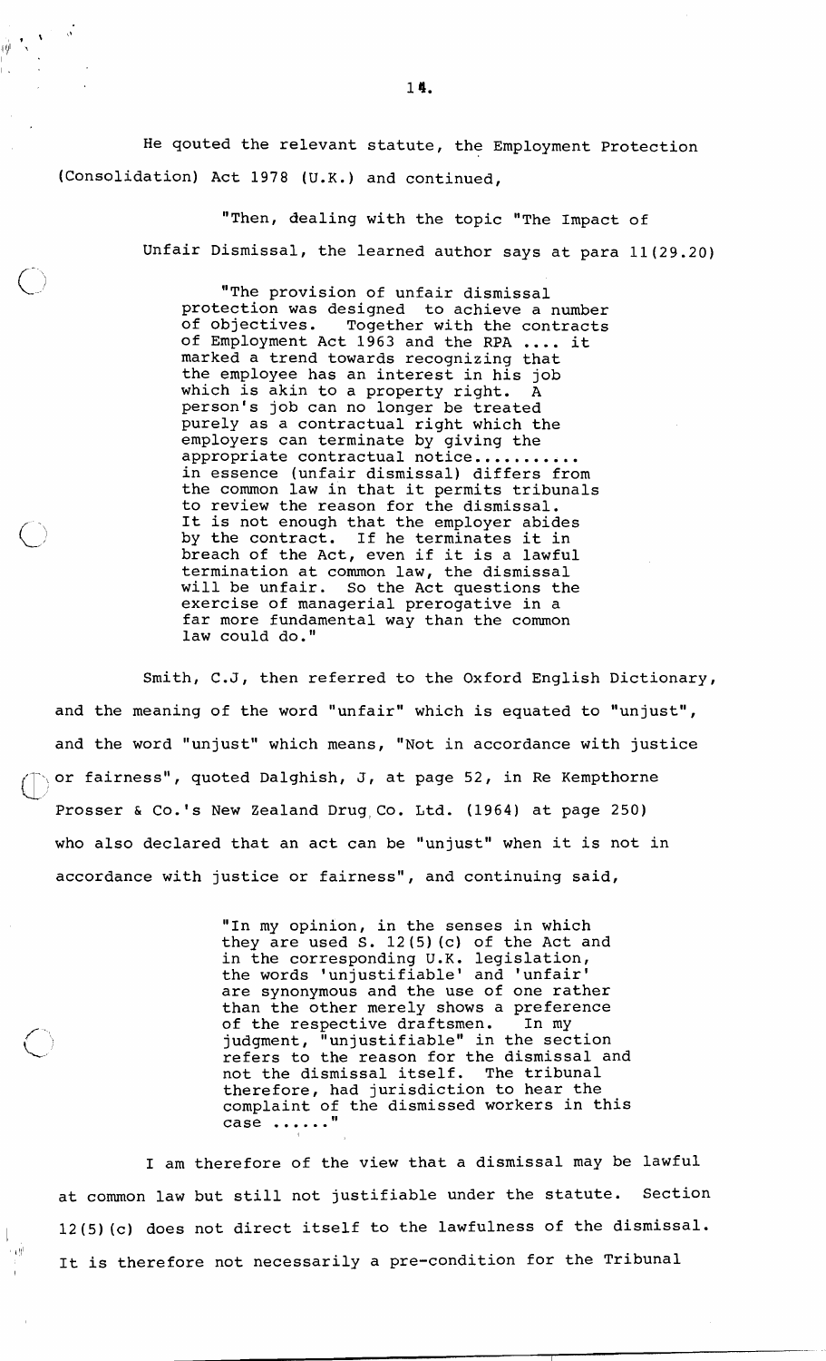He qouted the relevant statute, the Employment Protection (Consolidation) Act 1978 (U.K.) and continued,

> "Then, dealing with the topic "The Impact of Unfair Dismissal, the learned author says at para 11(29.20)
>
> > "The provision of unfair dismissal protection was designed to achieve a number of objectives. Together with the contracts of Employment Act 1963 and the RPA .... it marked a trend towards recognizing that the employee has an interest in his job which is akin to a property right. A person's job can no longer be treated purely as a contractual right which the employers can terminate by giving the appropriate contractual notice........... in essence (unfair dismissal) differs from the common law in that it permits tribunals to review the reason for the dismissal. It is not enough that the employer abides by the contract. If he terminates it in breach of the Act, even if it is a lawful termination at common law, the dismissal will be unfair. So the Act questions the exercise of managerial prerogative in a far more fundamental way than the common law could do."

Smith, C.J, then referred to the Oxford English Dictionary, and the meaning of the word "unfair" which is equated to "unjust", and the word "unjust" which means, "Not in accordance with justice or fairness", quoted Dalghish, J, at page 52, in Re Kempthorne Prosser & Co.'s New Zealand Drug Co. Ltd. (1964) at page 250) who also declared that an act can be "unjust" when it is not in accordance with justice or fairness", and continuing said,

> "In my opinion, in the senses in which they are used S. 12(5)(c) of the Act and in the corresponding U.K. legislation, the words 'unjustifiable' and 'unfair' are synonymous and the use of one rather than the other merely shows a preference of the respective draftsmen. In my judgment, "unjustifiable" in the section refers to the reason for the dismissal and not the dismissal itself. The tribunal therefore, had jurisdiction to hear the complaint of the dismissed workers in this case ......"

I am therefore of the view that a dismissal may be lawful at common law but still not justifiable under the statute. Section 12(5)(c) does not direct itself to the lawfulness of the dismissal. It is therefore not necessarily a pre-condition for the Tribunal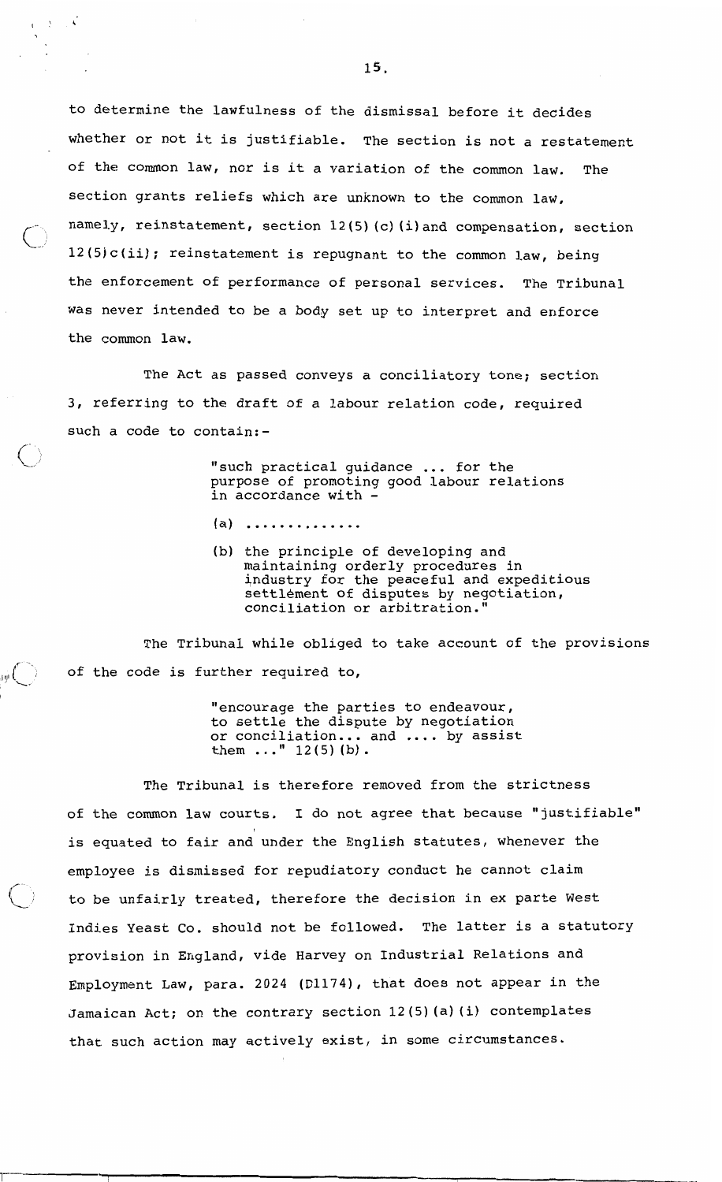to determine the lawfulness of the dismissal before it decides whether or not it is justifiable. The section is not a restatement of the common law, nor is it a variation of the common law. The section grants reliefs which are unknown to the common law, namely, reinstatement, section 12(5)(c)(i)and compensation, section 12(5)c(ii); reinstatement is repugnant to the common law, being the enforcement of performance of personal services. The Tribunal was never intended to be a body set up to interpret and enforce the common law.

The Act as passed conveys a conciliatory tone; section 3, referring to the draft of a labour relation code, required such a code to contain:-

> "such practical guidance ... for the purpose of promoting good labour relations in accordance with -
>
> (a) ..............
>
> (b) the principle of developing and maintaining orderly procedures in industry for the peaceful and expeditious settlement of disputes by negotiation, conciliation or arbitration."

The Tribunal while obliged to take account of the provisions of the code is further required to,

> "encourage the parties to endeavour, to settle the dispute by negotiation or conciliation... and .... by assist them ..." 12(5)(b).

The Tribunal is therefore removed from the strictness of the common law courts. I do not agree that because "justifiable" is equated to fair and under the English statutes, whenever the employee is dismissed for repudiatory conduct he cannot claim to be unfairly treated, therefore the decision in ex parte West Indies Yeast Co. should not be followed. The latter is a statutory provision in England, vide Harvey on Industrial Relations and Employment Law, para. 2024 (D1174), that does not appear in the Jamaican Act; on the contrary section 12(5)(a)(i) contemplates that such action may actively exist, in some circumstances.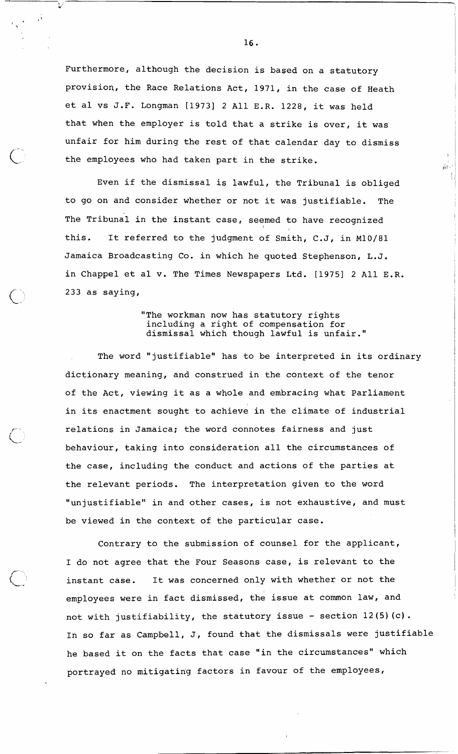Furthermore, although the decision is based on a statutory provision, the Race Relations Act, 1971, in the case of Heath et al vs J.F. Longman [1973] 2 All E.R. 1228, it was held that when the employer is told that a strike is over, it was unfair for him during the rest of that calendar day to dismiss the employees who had taken part in the strike.

Even if the dismissal is lawful, the Tribunal is obliged to go on and consider whether or not it was justifiable. The The Tribunal in the instant case, seemed to have recognized this. It referred to the judgment of Smith, C.J, in M10/81 Jamaica Broadcasting Co. in which he quoted Stephenson, L.J. in Chappel et al v. The Times Newspapers Ltd. [1975] 2 All E.R. 233 as saying,

> "The workman now has statutory rights including a right of compensation for dismissal which though lawful is unfair."

The word "justifiable" has to be interpreted in its ordinary dictionary meaning, and construed in the context of the tenor of the Act, viewing it as a whole and embracing what Parliament in its enactment sought to achieve in the climate of industrial relations in Jamaica; the word connotes fairness and just behaviour, taking into consideration all the circumstances of the case, including the conduct and actions of the parties at the relevant periods. The interpretation given to the word "unjustifiable" in and other cases, is not exhaustive, and must be viewed in the context of the particular case.

Contrary to the submission of counsel for the applicant, I do not agree that the Four Seasons case, is relevant to the instant case. It was concerned only with whether or not the employees were in fact dismissed, the issue at common law, and not with justifiability, the statutory issue - section 12(5)(c). In so far as Campbell, J, found that the dismissals were justifiable he based it on the facts that case "in the circumstances" which portrayed no mitigating factors in favour of the employees,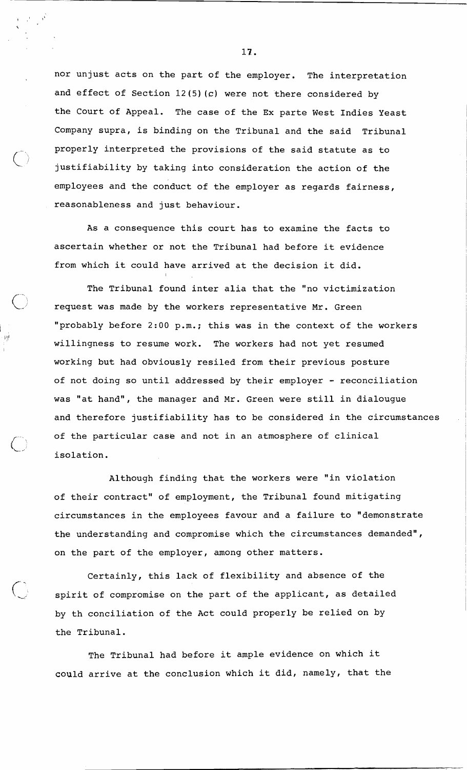nor unjust acts on the part of the employer. The interpretation and effect of Section 12(5)(c) were not there considered by the Court of Appeal. The case of the Ex parte West Indies Yeast Company supra, is binding on the Tribunal and the said Tribunal properly interpreted the provisions of the said statute as to justifiability by taking into consideration the action of the employees and the conduct of the employer as regards fairness, reasonableness and just behaviour.

As a consequence this court has to examine the facts to ascertain whether or not the Tribunal had before it evidence from which it could have arrived at the decision it did.

The Tribunal found inter alia that the "no victimization request was made by the workers representative Mr. Green "probably before 2:00 p.m.; this was in the context of the workers willingness to resume work. The workers had not yet resumed working but had obviously resiled from their previous posture of not doing so until addressed by their employer - reconciliation was "at hand", the manager and Mr. Green were still in dialougue and therefore justifiability has to be considered in the circumstances of the particular case and not in an atmosphere of clinical isolation.

Although finding that the workers were "in violation of their contract" of employment, the Tribunal found mitigating circumstances in the employees favour and a failure to "demonstrate the understanding and compromise which the circumstances demanded", on the part of the employer, among other matters.

Certainly, this lack of flexibility and absence of the spirit of compromise on the part of the applicant, as detailed by th conciliation of the Act could properly be relied on by the Tribunal.

The Tribunal had before it ample evidence on which it could arrive at the conclusion which it did, namely, that the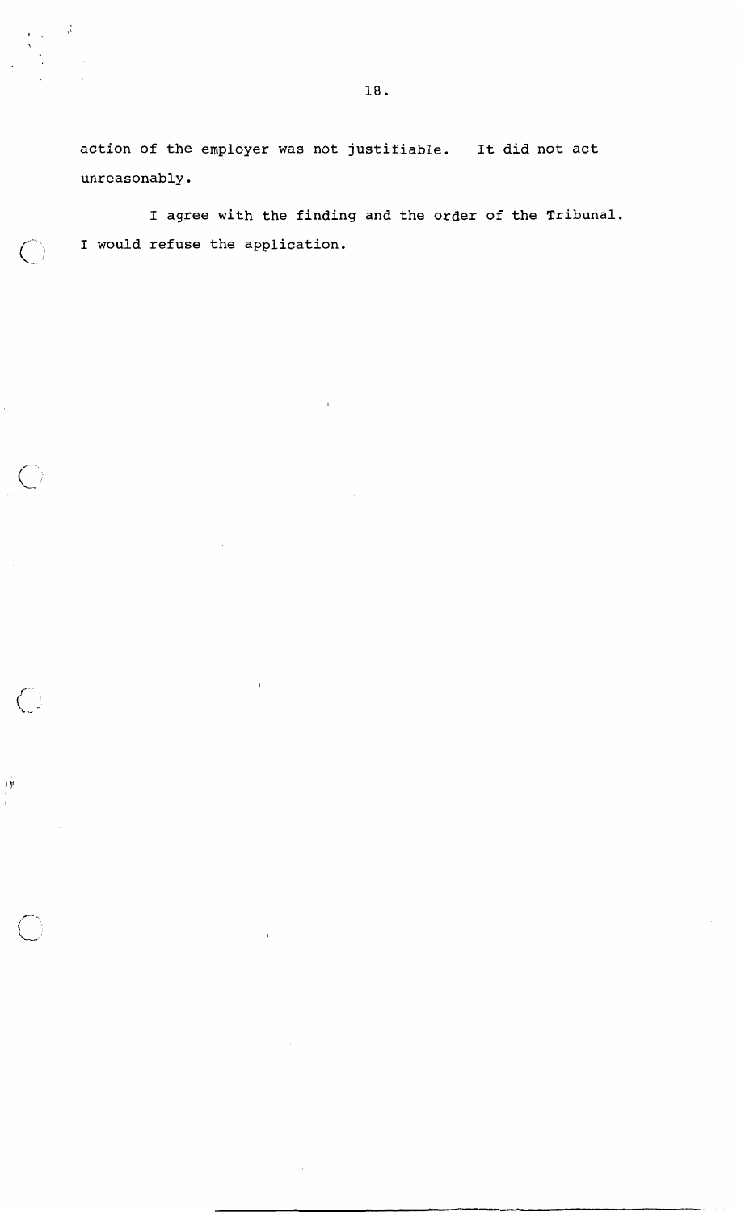action of the employer was not justifiable. It did not act unreasonably.

I agree with the finding and the order of the Tribunal. I would refuse the application.